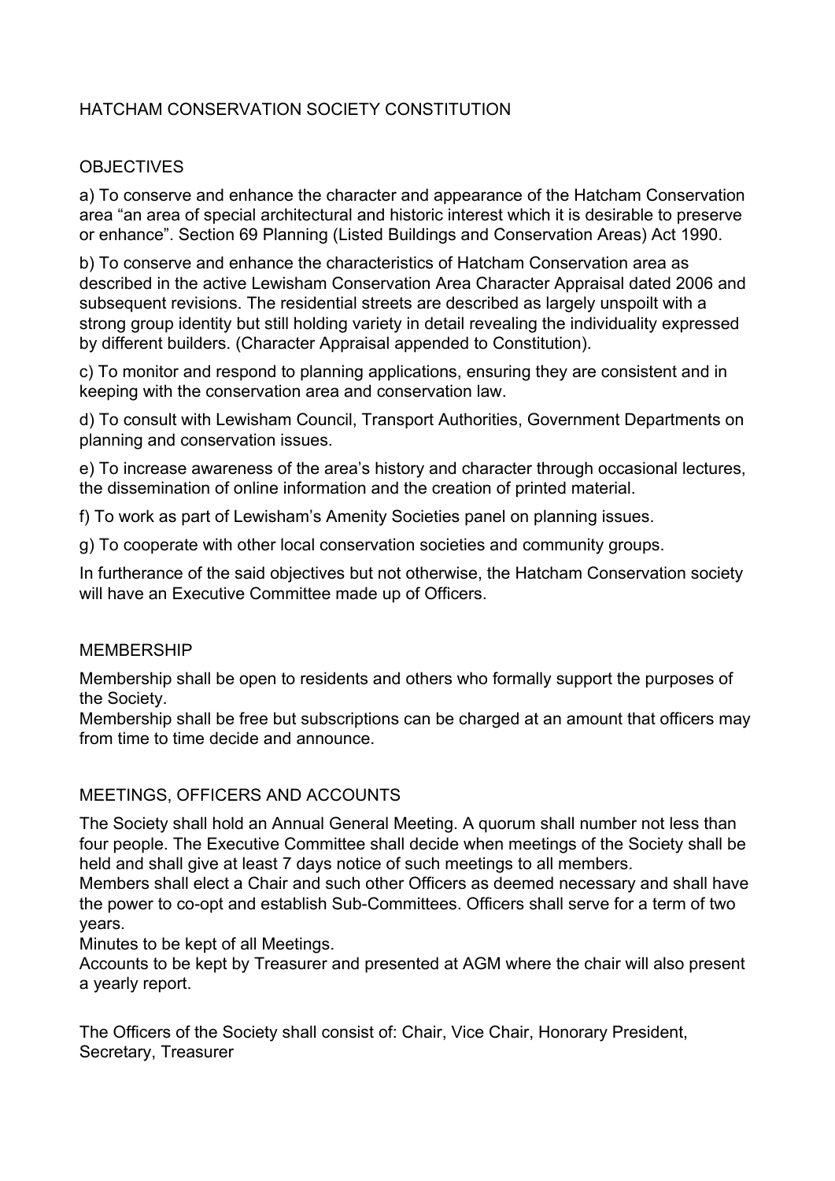# HATCHAM CONSERVATION SOCIETY CONSTITUTION

## OBJECTIVES

a) To conserve and enhance the character and appearance of the Hatcham Conservation area "an area of special architectural and historic interest which it is desirable to preserve or enhance". Section 69 Planning (Listed Buildings and Conservation Areas) Act 1990.

b) To conserve and enhance the characteristics of Hatcham Conservation area as described in the active Lewisham Conservation Area Character Appraisal dated 2006 and subsequent revisions. The residential streets are described as largely unspoilt with a strong group identity but still holding variety in detail revealing the individuality expressed by different builders. (Character Appraisal appended to Constitution).

c) To monitor and respond to planning applications, ensuring they are consistent and in keeping with the conservation area and conservation law.

d) To consult with Lewisham Council, Transport Authorities, Government Departments on planning and conservation issues.

e) To increase awareness of the area's history and character through occasional lectures, the dissemination of online information and the creation of printed material.

f) To work as part of Lewisham's Amenity Societies panel on planning issues.

g) To cooperate with other local conservation societies and community groups.

In furtherance of the said objectives but not otherwise, the Hatcham Conservation society will have an Executive Committee made up of Officers.

## MEMBERSHIP

Membership shall be open to residents and others who formally support the purposes of the Society.

Membership shall be free but subscriptions can be charged at an amount that officers may from time to time decide and announce.

## MEETINGS, OFFICERS AND ACCOUNTS

The Society shall hold an Annual General Meeting. A quorum shall number not less than four people. The Executive Committee shall decide when meetings of the Society shall be held and shall give at least 7 days notice of such meetings to all members.

Members shall elect a Chair and such other Officers as deemed necessary and shall have the power to co-opt and establish Sub-Committees. Officers shall serve for a term of two years.

Minutes to be kept of all Meetings.

Accounts to be kept by Treasurer and presented at AGM where the chair will also present a yearly report.

The Officers of the Society shall consist of: Chair, Vice Chair, Honorary President, Secretary, Treasurer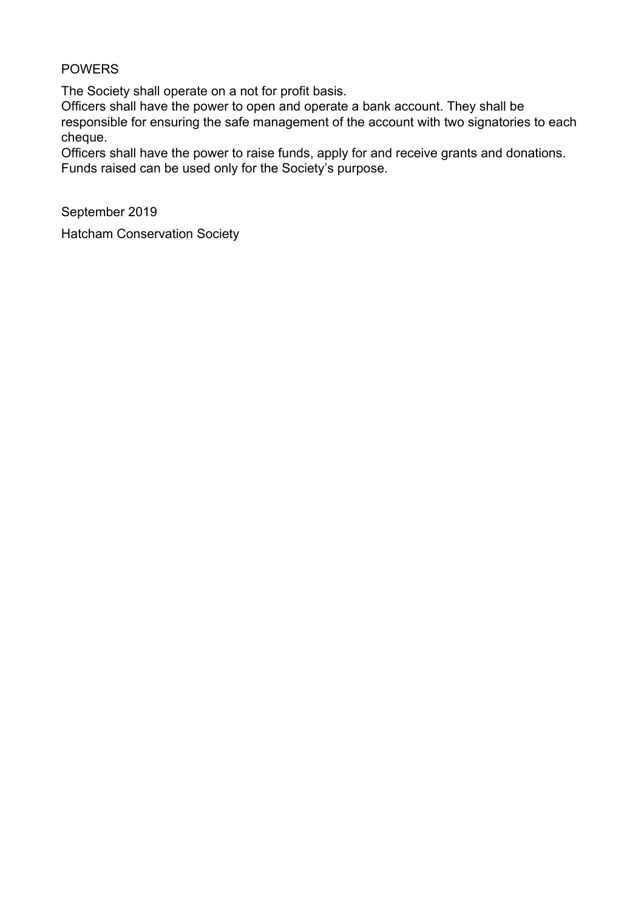## POWERS

The Society shall operate on a not for profit basis.

Officers shall have the power to open and operate a bank account. They shall be responsible for ensuring the safe management of the account with two signatories to each cheque.

Officers shall have the power to raise funds, apply for and receive grants and donations. Funds raised can be used only for the Society's purpose.

September 2019

Hatcham Conservation Society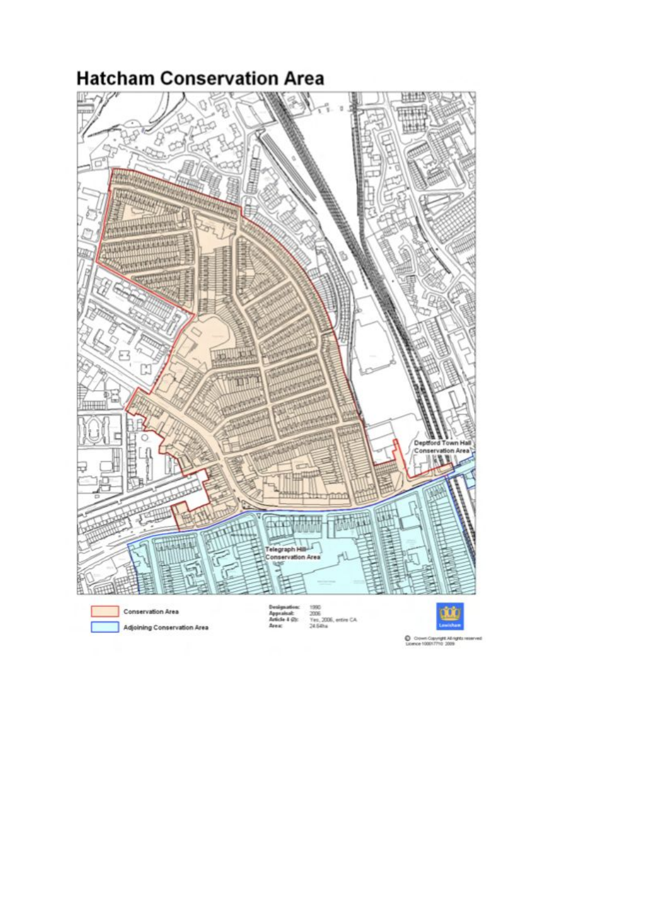# Hatcham Conservation Area

Deptford Town Hall Conservation Area

Telegraph Hill Conservation Area

Conservation Area

Adjoining Conservation Area

**Designation:** 1990
**Appraisal:** 2006
**Article 4 (2):** Yes, 2006, entire CA
**Area:** 24.64ha

Lewisham

© Crown Copyright All rights reserved Licence 100017710 2009